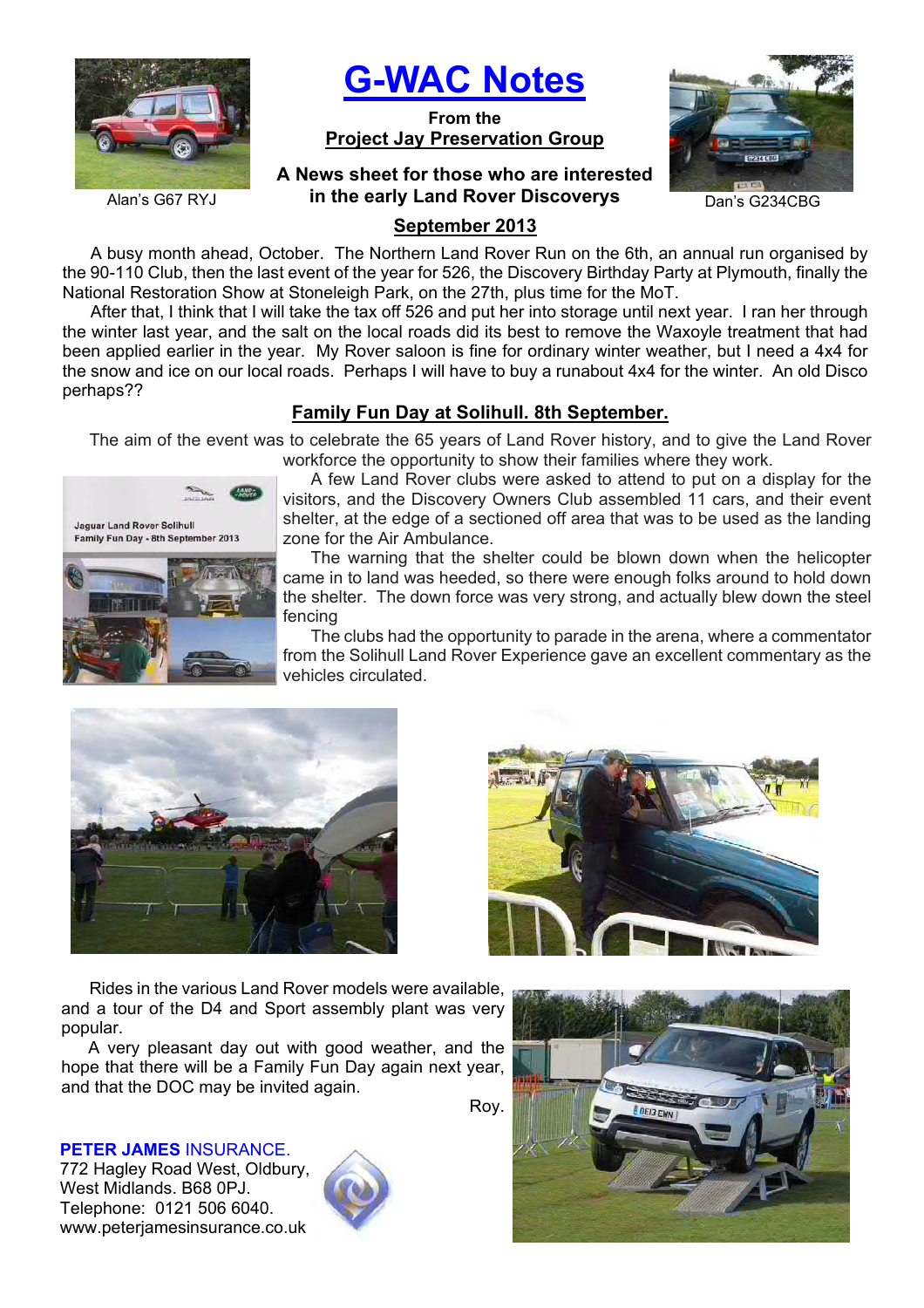# G-WAC Notes

**From the**
**Project Jay Preservation Group**

**A News sheet for those who are interested in the early Land Rover Discoverys**

Alan's G67 RYJ

Dan's G234CBG

## September 2013

A busy month ahead, October. The Northern Land Rover Run on the 6th, an annual run organised by the 90-110 Club, then the last event of the year for 526, the Discovery Birthday Party at Plymouth, finally the National Restoration Show at Stoneleigh Park, on the 27th, plus time for the MoT.

After that, I think that I will take the tax off 526 and put her into storage until next year. I ran her through the winter last year, and the salt on the local roads did its best to remove the Waxoyle treatment that had been applied earlier in the year. My Rover saloon is fine for ordinary winter weather, but I need a 4x4 for the snow and ice on our local roads. Perhaps I will have to buy a runabout 4x4 for the winter. An old Disco perhaps??

## Family Fun Day at Solihull. 8th September.

The aim of the event was to celebrate the 65 years of Land Rover history, and to give the Land Rover workforce the opportunity to show their families where they work.

A few Land Rover clubs were asked to attend to put on a display for the visitors, and the Discovery Owners Club assembled 11 cars, and their event shelter, at the edge of a sectioned off area that was to be used as the landing zone for the Air Ambulance.

The warning that the shelter could be blown down when the helicopter came in to land was heeded, so there were enough folks around to hold down the shelter. The down force was very strong, and actually blew down the steel fencing

The clubs had the opportunity to parade in the arena, where a commentator from the Solihull Land Rover Experience gave an excellent commentary as the vehicles circulated.

Rides in the various Land Rover models were available, and a tour of the D4 and Sport assembly plant was very popular.

A very pleasant day out with good weather, and the hope that there will be a Family Fun Day again next year, and that the DOC may be invited again.

Roy.

**PETER JAMES** INSURANCE.
772 Hagley Road West, Oldbury,
West Midlands. B68 0PJ.
Telephone: 0121 506 6040.
www.peterjamesinsurance.co.uk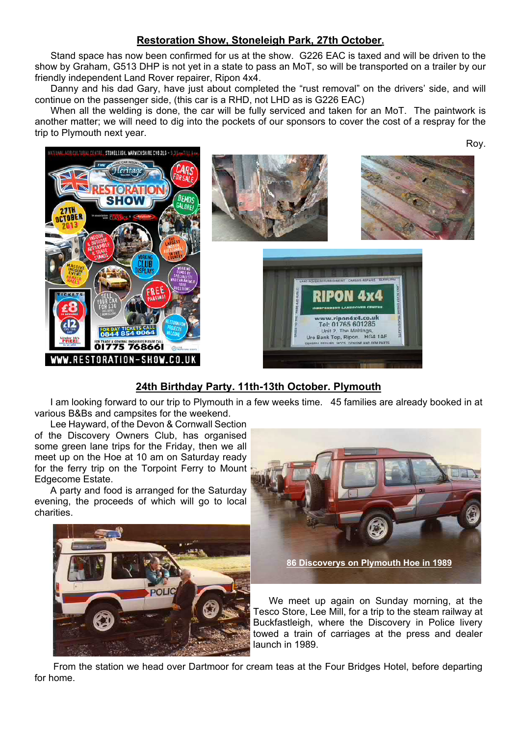## Restoration Show, Stoneleigh Park, 27th October.

Stand space has now been confirmed for us at the show. G226 EAC is taxed and will be driven to the show by Graham, G513 DHP is not yet in a state to pass an MoT, so will be transported on a trailer by our friendly independent Land Rover repairer, Ripon 4x4.

Danny and his dad Gary, have just about completed the "rust removal" on the drivers' side, and will continue on the passenger side, (this car is a RHD, not LHD as is G226 EAC)

When all the welding is done, the car will be fully serviced and taken for an MoT. The paintwork is another matter; we will need to dig into the pockets of our sponsors to cover the cost of a respray for the trip to Plymouth next year.

Roy.

## 24th Birthday Party. 11th-13th October. Plymouth

I am looking forward to our trip to Plymouth in a few weeks time. 45 families are already booked in at various B&Bs and campsites for the weekend.

Lee Hayward, of the Devon & Cornwall Section of the Discovery Owners Club, has organised some green lane trips for the Friday, then we all meet up on the Hoe at 10 am on Saturday ready for the ferry trip on the Torpoint Ferry to Mount Edgecome Estate.

A party and food is arranged for the Saturday evening, the proceeds of which will go to local charities.

86 Discoverys on Plymouth Hoe in 1989

We meet up again on Sunday morning, at the Tesco Store, Lee Mill, for a trip to the steam railway at Buckfastleigh, where the Discovery in Police livery towed a train of carriages at the press and dealer launch in 1989.

From the station we head over Dartmoor for cream teas at the Four Bridges Hotel, before departing for home.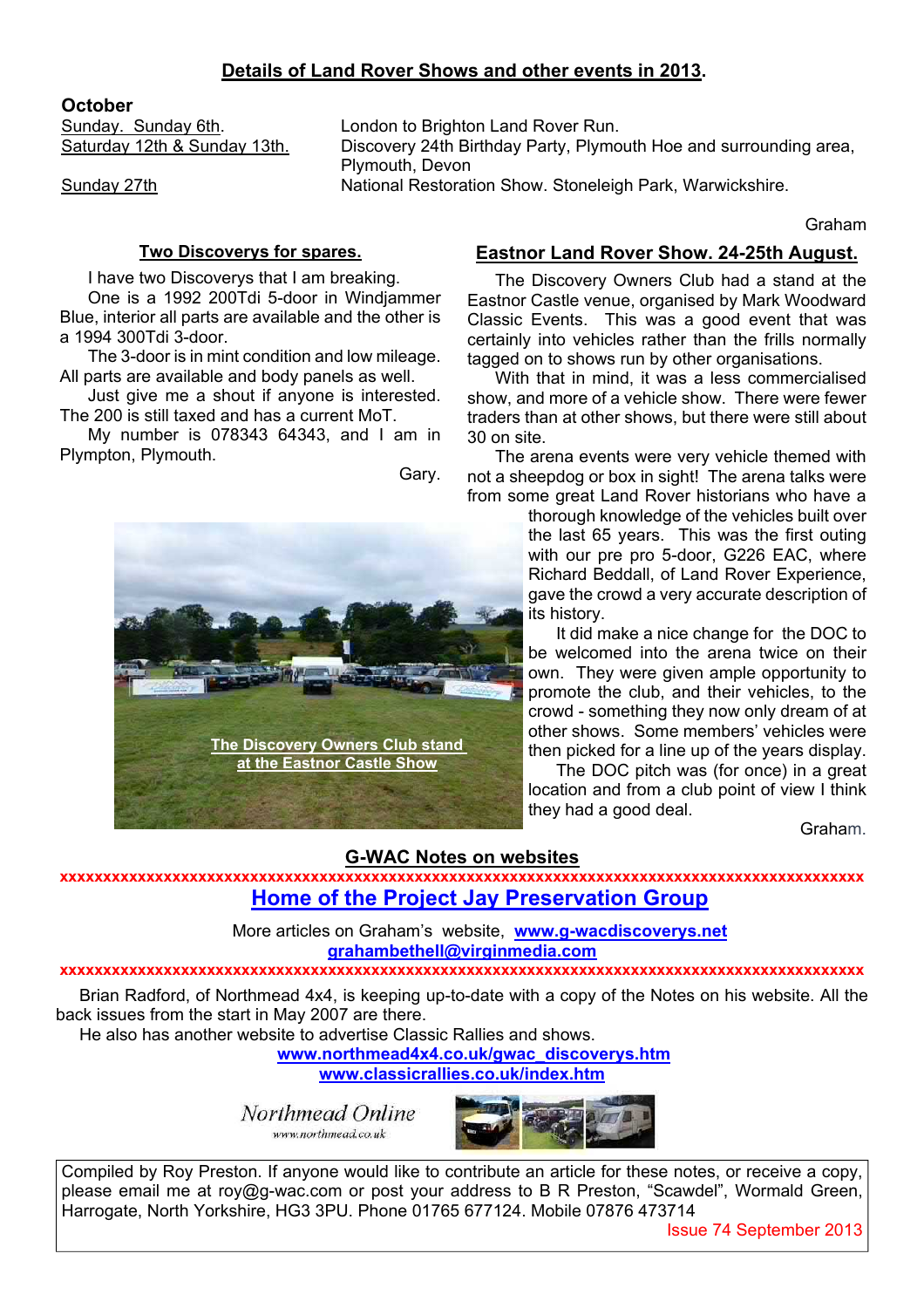## Details of Land Rover Shows and other events in 2013.

### October

| | |
|---|---|
| Sunday. Sunday 6th. | London to Brighton Land Rover Run. |
| Saturday 12th & Sunday 13th. | Discovery 24th Birthday Party, Plymouth Hoe and surrounding area, Plymouth, Devon |
| Sunday 27th | National Restoration Show. Stoneleigh Park, Warwickshire. |

Graham

### Two Discoverys for spares.

I have two Discoverys that I am breaking.

One is a 1992 200Tdi 5-door in Windjammer Blue, interior all parts are available and the other is a 1994 300Tdi 3-door.

The 3-door is in mint condition and low mileage. All parts are available and body panels as well.

Just give me a shout if anyone is interested. The 200 is still taxed and has a current MoT.

My number is 078343 64343, and I am in Plympton, Plymouth.

Gary.

### Eastnor Land Rover Show. 24-25th August.

The Discovery Owners Club had a stand at the Eastnor Castle venue, organised by Mark Woodward Classic Events. This was a good event that was certainly into vehicles rather than the frills normally tagged on to shows run by other organisations.

With that in mind, it was a less commercialised show, and more of a vehicle show. There were fewer traders than at other shows, but there were still about 30 on site.

The arena events were very vehicle themed with not a sheepdog or box in sight! The arena talks were from some great Land Rover historians who have a thorough knowledge of the vehicles built over the last 65 years. This was the first outing with our pre pro 5-door, G226 EAC, where Richard Beddall, of Land Rover Experience, gave the crowd a very accurate description of its history.

It did make a nice change for the DOC to be welcomed into the arena twice on their own. They were given ample opportunity to promote the club, and their vehicles, to the crowd - something they now only dream of at other shows. Some members' vehicles were then picked for a line up of the years display.

The DOC pitch was (for once) in a great location and from a club point of view I think they had a good deal.

Graham.

The Discovery Owners Club stand at the Eastnor Castle Show

### G-WAC Notes on websites

xxxxxxxxxxxxxxxxxxxxxxxxxxxxxxxxxxxxxxxxxxxxxxxxxxxxxxxxxxxxxxxxxxxxxxxxxxxxxxxxxxxx

## Home of the Project Jay Preservation Group

More articles on Graham's website, **www.g-wacdiscoverys.net**
**grahambethell@virginmedia.com**

xxxxxxxxxxxxxxxxxxxxxxxxxxxxxxxxxxxxxxxxxxxxxxxxxxxxxxxxxxxxxxxxxxxxxxxxxxxxxxxxxxxx

Brian Radford, of Northmead 4x4, is keeping up-to-date with a copy of the Notes on his website. All the back issues from the start in May 2007 are there.

He also has another website to advertise Classic Rallies and shows.

**www.northmead4x4.co.uk/gwac_discoverys.htm**
**www.classicrallies.co.uk/index.htm**

Northmead Online
www.northmead.co.uk

Compiled by Roy Preston. If anyone would like to contribute an article for these notes, or receive a copy, please email me at roy@g-wac.com or post your address to B R Preston, "Scawdel", Wormald Green, Harrogate, North Yorkshire, HG3 3PU. Phone 01765 677124. Mobile 07876 473714

Issue 74 September 2013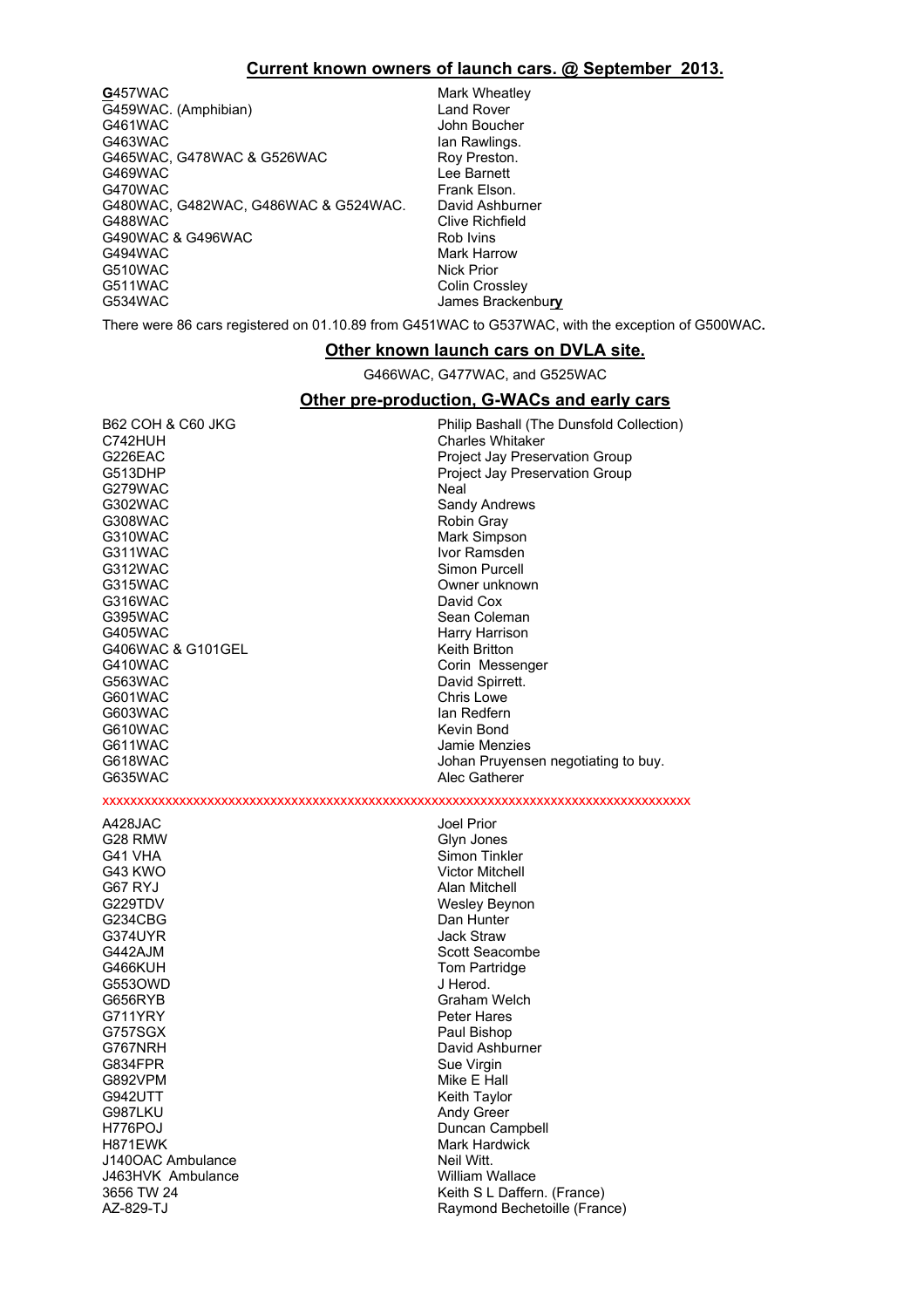## Current known owners of launch cars. @ September 2013.

| | |
|---|---|
| **G**457WAC | Mark Wheatley |
| G459WAC. (Amphibian) | Land Rover |
| G461WAC | John Boucher |
| G463WAC | Ian Rawlings. |
| G465WAC, G478WAC & G526WAC | Roy Preston. |
| G469WAC | Lee Barnett |
| G470WAC | Frank Elson. |
| G480WAC, G482WAC, G486WAC & G524WAC. | David Ashburner |
| G488WAC | Clive Richfield |
| G490WAC & G496WAC | Rob Ivins |
| G494WAC | Mark Harrow |
| G510WAC | Nick Prior |
| G511WAC | Colin Crossley |
| G534WAC | James Brackenbu**ry** |

There were 86 cars registered on 01.10.89 from G451WAC to G537WAC, with the exception of G500WAC**.**

## Other known launch cars on DVLA site.

G466WAC, G477WAC, and G525WAC

## Other pre-production, G-WACs and early cars

| | |
|---|---|
| B62 COH & C60 JKG | Philip Bashall (The Dunsfold Collection) |
| C742HUH | Charles Whitaker |
| G226EAC | Project Jay Preservation Group |
| G513DHP | Project Jay Preservation Group |
| G279WAC | Neal |
| G302WAC | Sandy Andrews |
| G308WAC | Robin Gray |
| G310WAC | Mark Simpson |
| G311WAC | Ivor Ramsden |
| G312WAC | Simon Purcell |
| G315WAC | Owner unknown |
| G316WAC | David Cox |
| G395WAC | Sean Coleman |
| G405WAC | Harry Harrison |
| G406WAC & G101GEL | Keith Britton |
| G410WAC | Corin Messenger |
| G563WAC | David Spirrett. |
| G601WAC | Chris Lowe |
| G603WAC | Ian Redfern |
| G610WAC | Kevin Bond |
| G611WAC | Jamie Menzies |
| G618WAC | Johan Pruyensen negotiating to buy. |
| G635WAC | Alec Gatherer |

xxxxxxxxxxxxxxxxxxxxxxxxxxxxxxxxxxxxxxxxxxxxxxxxxxxxxxxxxxxxxxxxxxxxxxxxxxxxxxxxxxxx

| | |
|---|---|
| A428JAC | Joel Prior |
| G28 RMW | Glyn Jones |
| G41 VHA | Simon Tinkler |
| G43 KWO | Victor Mitchell |
| G67 RYJ | Alan Mitchell |
| G229TDV | Wesley Beynon |
| G234CBG | Dan Hunter |
| G374UYR | Jack Straw |
| G442AJM | Scott Seacombe |
| G466KUH | Tom Partridge |
| G553OWD | J Herod. |
| G656RYB | Graham Welch |
| G711YRY | Peter Hares |
| G757SGX | Paul Bishop |
| G767NRH | David Ashburner |
| G834FPR | Sue Virgin |
| G892VPM | Mike E Hall |
| G942UTT | Keith Taylor |
| G987LKU | Andy Greer |
| H776POJ | Duncan Campbell |
| H871EWK | Mark Hardwick |
| J140OAC Ambulance | Neil Witt. |
| J463HVK Ambulance | William Wallace |
| 3656 TW 24 | Keith S L Daffern. (France) |
| AZ-829-TJ | Raymond Bechetoille (France) |